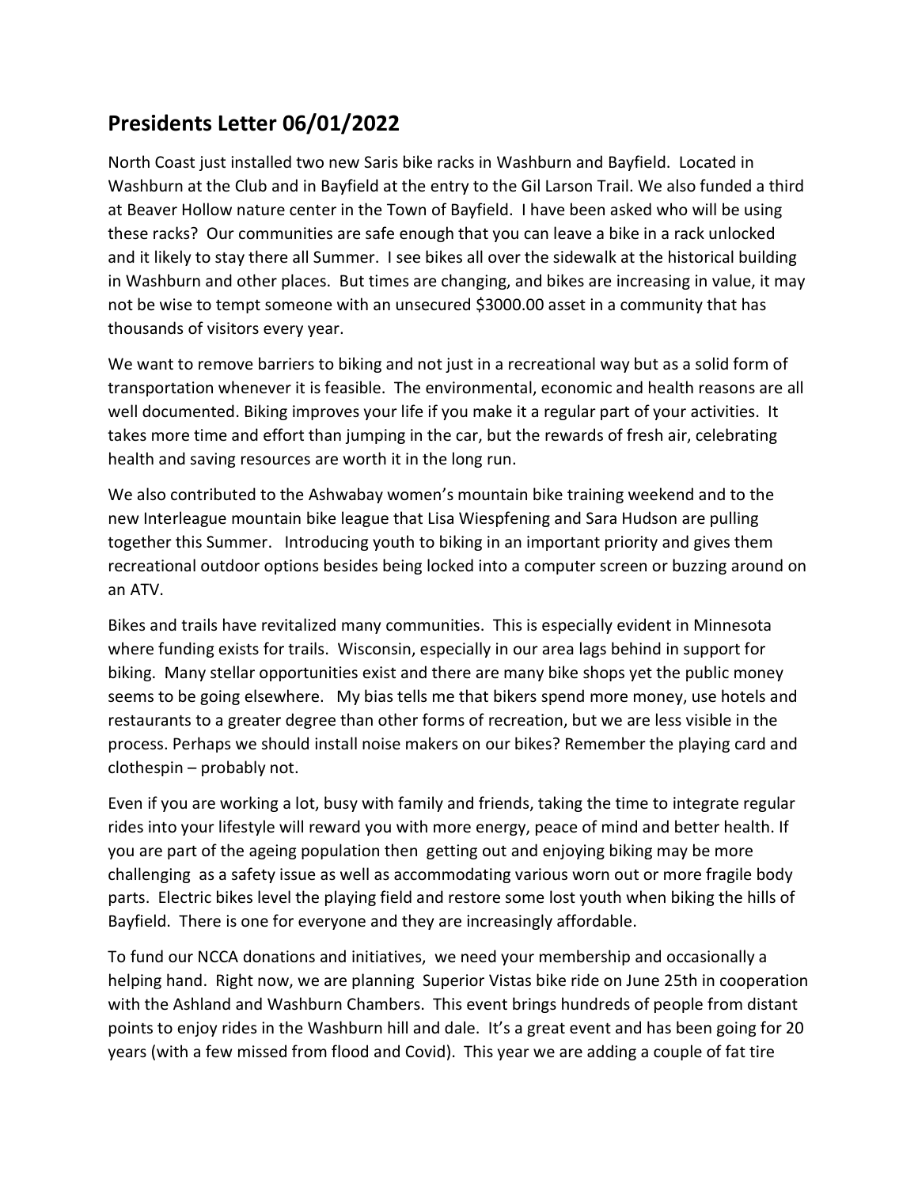## Presidents Letter 06/01/2022

North Coast just installed two new Saris bike racks in Washburn and Bayfield. Located in Washburn at the Club and in Bayfield at the entry to the Gil Larson Trail. We also funded a third at Beaver Hollow nature center in the Town of Bayfield. I have been asked who will be using these racks? Our communities are safe enough that you can leave a bike in a rack unlocked and it likely to stay there all Summer. I see bikes all over the sidewalk at the historical building in Washburn and other places. But times are changing, and bikes are increasing in value, it may not be wise to tempt someone with an unsecured $3000.00 asset in a community that has thousands of visitors every year.

We want to remove barriers to biking and not just in a recreational way but as a solid form of transportation whenever it is feasible. The environmental, economic and health reasons are all well documented. Biking improves your life if you make it a regular part of your activities. It takes more time and effort than jumping in the car, but the rewards of fresh air, celebrating health and saving resources are worth it in the long run.

We also contributed to the Ashwabay women's mountain bike training weekend and to the new Interleague mountain bike league that Lisa Wiespfening and Sara Hudson are pulling together this Summer. Introducing youth to biking in an important priority and gives them recreational outdoor options besides being locked into a computer screen or buzzing around on an ATV.

Bikes and trails have revitalized many communities. This is especially evident in Minnesota where funding exists for trails. Wisconsin, especially in our area lags behind in support for biking. Many stellar opportunities exist and there are many bike shops yet the public money seems to be going elsewhere. My bias tells me that bikers spend more money, use hotels and restaurants to a greater degree than other forms of recreation, but we are less visible in the process. Perhaps we should install noise makers on our bikes? Remember the playing card and clothespin – probably not.

Even if you are working a lot, busy with family and friends, taking the time to integrate regular rides into your lifestyle will reward you with more energy, peace of mind and better health. If you are part of the ageing population then getting out and enjoying biking may be more challenging as a safety issue as well as accommodating various worn out or more fragile body parts. Electric bikes level the playing field and restore some lost youth when biking the hills of Bayfield. There is one for everyone and they are increasingly affordable.

To fund our NCCA donations and initiatives, we need your membership and occasionally a helping hand. Right now, we are planning Superior Vistas bike ride on June 25th in cooperation with the Ashland and Washburn Chambers. This event brings hundreds of people from distant points to enjoy rides in the Washburn hill and dale. It's a great event and has been going for 20 years (with a few missed from flood and Covid). This year we are adding a couple of fat tire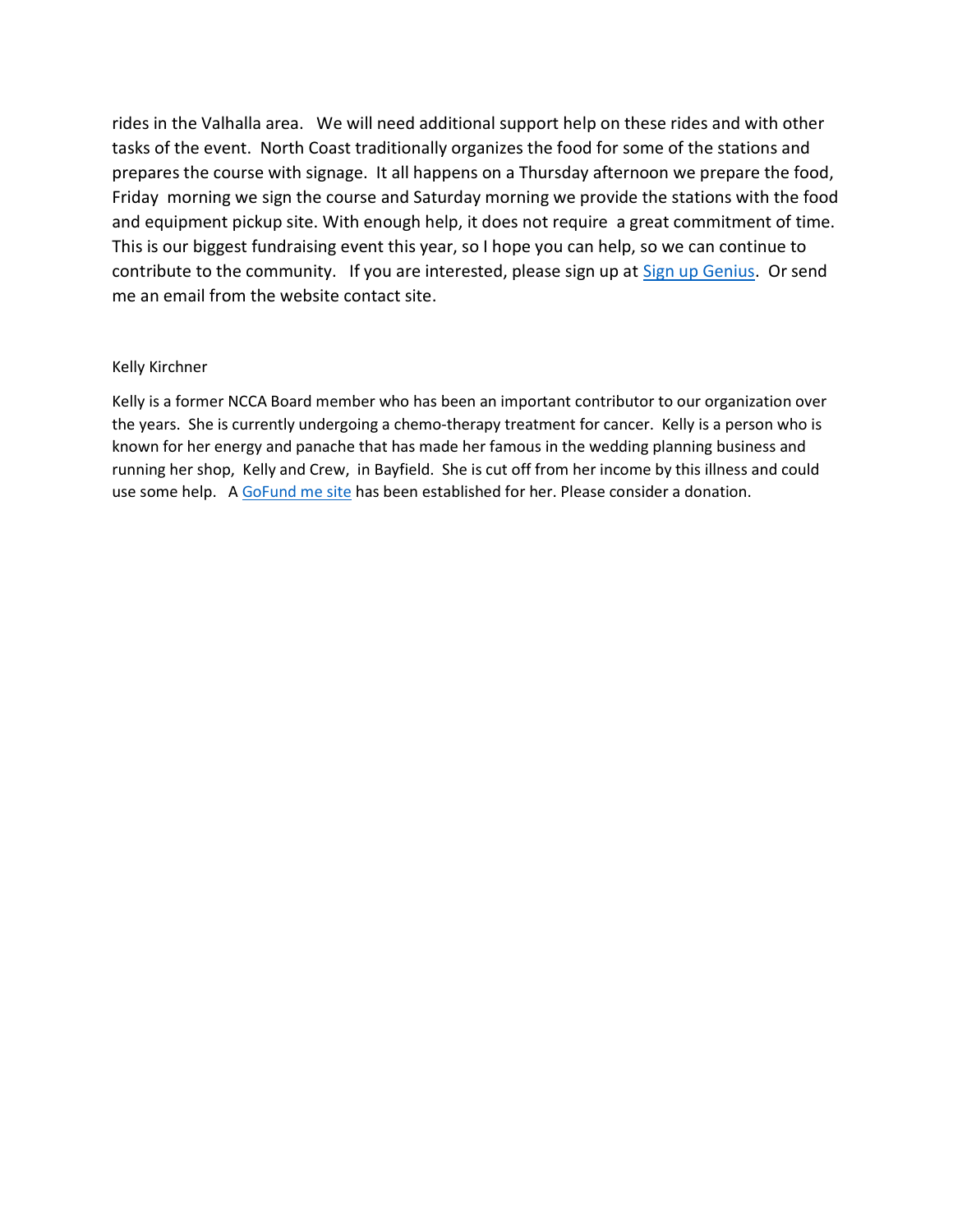rides in the Valhalla area. We will need additional support help on these rides and with other tasks of the event. North Coast traditionally organizes the food for some of the stations and prepares the course with signage. It all happens on a Thursday afternoon we prepare the food, Friday morning we sign the course and Saturday morning we provide the stations with the food and equipment pickup site. With enough help, it does not require a great commitment of time. This is our biggest fundraising event this year, so I hope you can help, so we can continue to contribute to the community. If you are interested, please sign up at Sign up Genius. Or send me an email from the website contact site.

Kelly Kirchner

Kelly is a former NCCA Board member who has been an important contributor to our organization over the years. She is currently undergoing a chemo-therapy treatment for cancer. Kelly is a person who is known for her energy and panache that has made her famous in the wedding planning business and running her shop, Kelly and Crew, in Bayfield. She is cut off from her income by this illness and could use some help. A GoFund me site has been established for her. Please consider a donation.